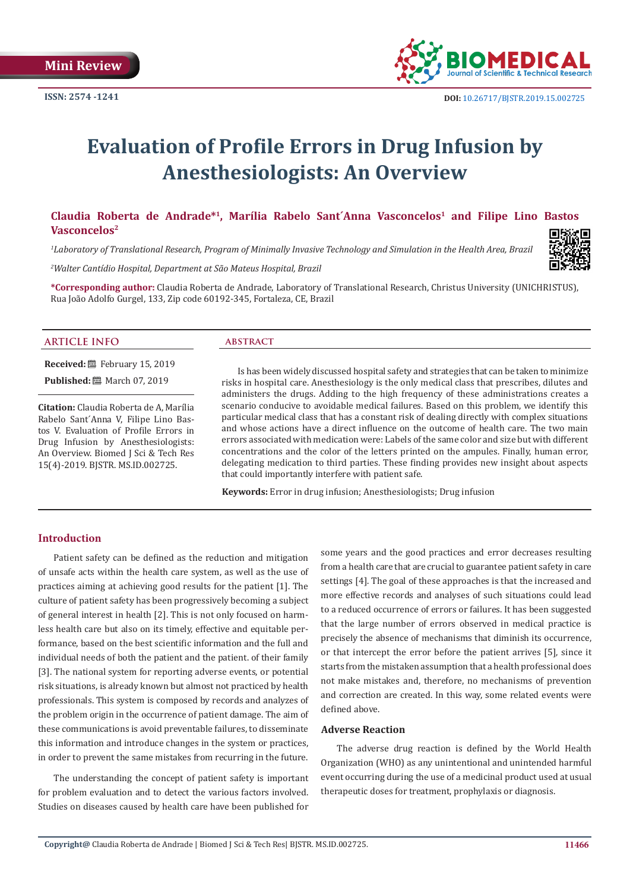Mini Review

ISSN: 2574 -1241

DOI: 10.26717/BJSTR.2019.15.002725

# Evaluation of Profile Errors in Drug Infusion by Anesthesiologists: An Overview

**Claudia Roberta de Andrade*[1], Marília Rabelo Sant´Anna Vasconcelos[1] and Filipe Lino Bastos Vasconcelos[2]**

*[1]Laboratory of Translational Research, Program of Minimally Invasive Technology and Simulation in the Health Area, Brazil*

*[2]Walter Cantídio Hospital, Department at São Mateus Hospital, Brazil*

**\*Corresponding author:** Claudia Roberta de Andrade, Laboratory of Translational Research, Christus University (UNICHRISTUS), Rua João Adolfo Gurgel, 133, Zip code 60192-345, Fortaleza, CE, Brazil

## ARTICLE INFO

**Received:** February 15, 2019

**Published:** March 07, 2019

**Citation:** Claudia Roberta de A, Marília Rabelo Sant´Anna V, Filipe Lino Bastos V. Evaluation of Profile Errors in Drug Infusion by Anesthesiologists: An Overview. Biomed J Sci & Tech Res 15(4)-2019. BJSTR. MS.ID.002725.

## ABSTRACT

Is has been widely discussed hospital safety and strategies that can be taken to minimize risks in hospital care. Anesthesiology is the only medical class that prescribes, dilutes and administers the drugs. Adding to the high frequency of these administrations creates a scenario conducive to avoidable medical failures. Based on this problem, we identify this particular medical class that has a constant risk of dealing directly with complex situations and whose actions have a direct influence on the outcome of health care. The two main errors associated with medication were: Labels of the same color and size but with different concentrations and the color of the letters printed on the ampules. Finally, human error, delegating medication to third parties. These finding provides new insight about aspects that could importantly interfere with patient safe.

**Keywords:** Error in drug infusion; Anesthesiologists; Drug infusion

## Introduction

Patient safety can be defined as the reduction and mitigation of unsafe acts within the health care system, as well as the use of practices aiming at achieving good results for the patient [1]. The culture of patient safety has been progressively becoming a subject of general interest in health [2]. This is not only focused on harmless health care but also on its timely, effective and equitable performance, based on the best scientific information and the full and individual needs of both the patient and the patient. of their family [3]. The national system for reporting adverse events, or potential risk situations, is already known but almost not practiced by health professionals. This system is composed by records and analyzes of the problem origin in the occurrence of patient damage. The aim of these communications is avoid preventable failures, to disseminate this information and introduce changes in the system or practices, in order to prevent the same mistakes from recurring in the future.

The understanding the concept of patient safety is important for problem evaluation and to detect the various factors involved. Studies on diseases caused by health care have been published for some years and the good practices and error decreases resulting from a health care that are crucial to guarantee patient safety in care settings [4]. The goal of these approaches is that the increased and more effective records and analyses of such situations could lead to a reduced occurrence of errors or failures. It has been suggested that the large number of errors observed in medical practice is precisely the absence of mechanisms that diminish its occurrence, or that intercept the error before the patient arrives [5], since it starts from the mistaken assumption that a health professional does not make mistakes and, therefore, no mechanisms of prevention and correction are created. In this way, some related events were defined above.

### Adverse Reaction

The adverse drug reaction is defined by the World Health Organization (WHO) as any unintentional and unintended harmful event occurring during the use of a medicinal product used at usual therapeutic doses for treatment, prophylaxis or diagnosis.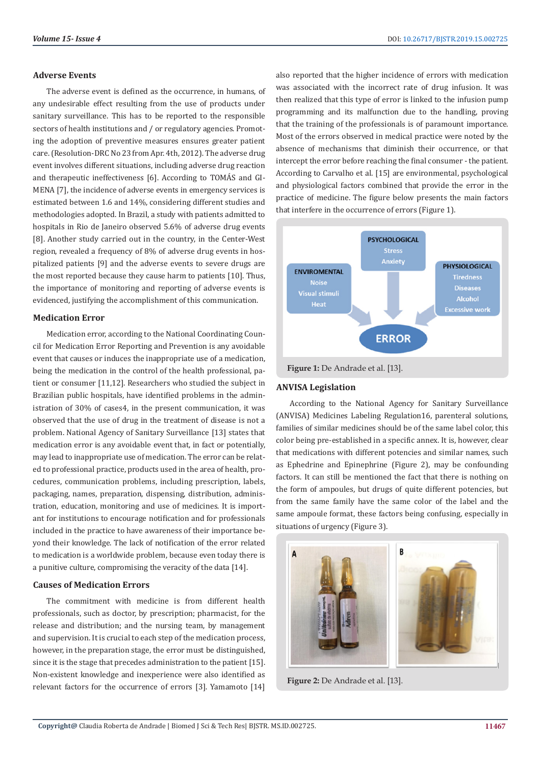## Adverse Events

The adverse event is defined as the occurrence, in humans, of any undesirable effect resulting from the use of products under sanitary surveillance. This has to be reported to the responsible sectors of health institutions and / or regulatory agencies. Promoting the adoption of preventive measures ensures greater patient care. (Resolution-DRC No 23 from Apr. 4th, 2012). The adverse drug event involves different situations, including adverse drug reaction and therapeutic ineffectiveness [6]. According to TOMÁS and GIMENA [7], the incidence of adverse events in emergency services is estimated between 1.6 and 14%, considering different studies and methodologies adopted. In Brazil, a study with patients admitted to hospitals in Rio de Janeiro observed 5.6% of adverse drug events [8]. Another study carried out in the country, in the Center-West region, revealed a frequency of 8% of adverse drug events in hospitalized patients [9] and the adverse events to severe drugs are the most reported because they cause harm to patients [10]. Thus, the importance of monitoring and reporting of adverse events is evidenced, justifying the accomplishment of this communication.

## Medication Error

Medication error, according to the National Coordinating Council for Medication Error Reporting and Prevention is any avoidable event that causes or induces the inappropriate use of a medication, being the medication in the control of the health professional, patient or consumer [11,12]. Researchers who studied the subject in Brazilian public hospitals, have identified problems in the administration of 30% of cases4, in the present communication, it was observed that the use of drug in the treatment of disease is not a problem. National Agency of Sanitary Surveillance [13] states that medication error is any avoidable event that, in fact or potentially, may lead to inappropriate use of medication. The error can be related to professional practice, products used in the area of health, procedures, communication problems, including prescription, labels, packaging, names, preparation, dispensing, distribution, administration, education, monitoring and use of medicines. It is important for institutions to encourage notification and for professionals included in the practice to have awareness of their importance beyond their knowledge. The lack of notification of the error related to medication is a worldwide problem, because even today there is a punitive culture, compromising the veracity of the data [14].

## Causes of Medication Errors

The commitment with medicine is from different health professionals, such as doctor, by prescription; pharmacist, for the release and distribution; and the nursing team, by management and supervision. It is crucial to each step of the medication process, however, in the preparation stage, the error must be distinguished, since it is the stage that precedes administration to the patient [15]. Non-existent knowledge and inexperience were also identified as relevant factors for the occurrence of errors [3]. Yamamoto [14] also reported that the higher incidence of errors with medication was associated with the incorrect rate of drug infusion. It was then realized that this type of error is linked to the infusion pump programming and its malfunction due to the handling, proving that the training of the professionals is of paramount importance. Most of the errors observed in medical practice were noted by the absence of mechanisms that diminish their occurrence, or that intercept the error before reaching the final consumer - the patient. According to Carvalho et al. [15] are environmental, psychological and physiological factors combined that provide the error in the practice of medicine. The figure below presents the main factors that interfere in the occurrence of errors (Figure 1).

**Figure 1:** De Andrade et al. [13].

## ANVISA Legislation

According to the National Agency for Sanitary Surveillance (ANVISA) Medicines Labeling Regulation16, parenteral solutions, families of similar medicines should be of the same label color, this color being pre-established in a specific annex. It is, however, clear that medications with different potencies and similar names, such as Ephedrine and Epinephrine (Figure 2), may be confounding factors. It can still be mentioned the fact that there is nothing on the form of ampoules, but drugs of quite different potencies, but from the same family have the same color of the label and the same ampoule format, these factors being confusing, especially in situations of urgency (Figure 3).

**Figure 2:** De Andrade et al. [13].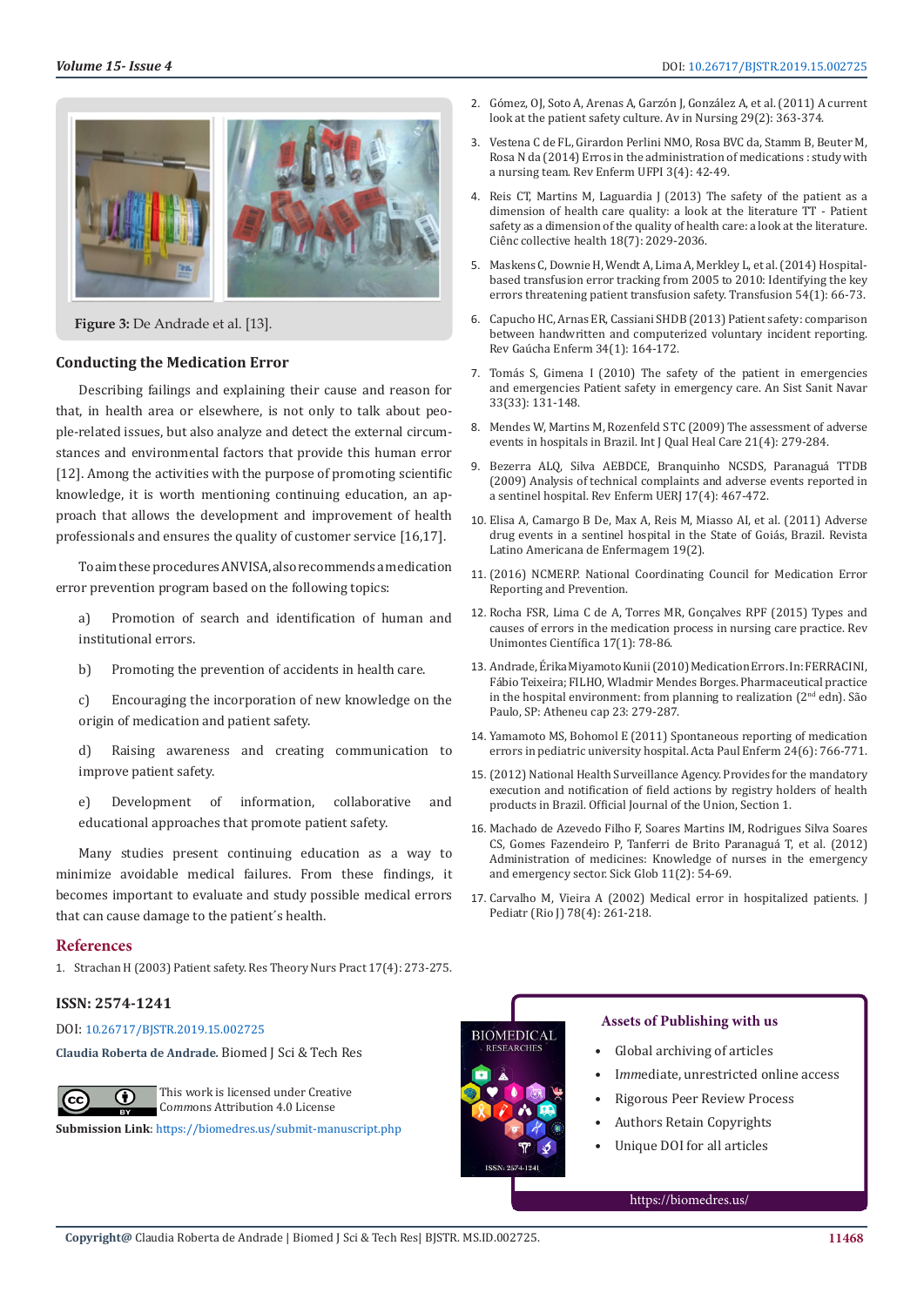Figure 3: De Andrade et al. [13].

### Conducting the Medication Error

Describing failings and explaining their cause and reason for that, in health area or elsewhere, is not only to talk about people-related issues, but also analyze and detect the external circumstances and environmental factors that provide this human error [12]. Among the activities with the purpose of promoting scientific knowledge, it is worth mentioning continuing education, an approach that allows the development and improvement of health professionals and ensures the quality of customer service [16,17].

To aim these procedures ANVISA, also recommends a medication error prevention program based on the following topics:

a) Promotion of search and identification of human and institutional errors.

b) Promoting the prevention of accidents in health care.

c) Encouraging the incorporation of new knowledge on the origin of medication and patient safety.

d) Raising awareness and creating communication to improve patient safety.

e) Development of information, collaborative and educational approaches that promote patient safety.

Many studies present continuing education as a way to minimize avoidable medical failures. From these findings, it becomes important to evaluate and study possible medical errors that can cause damage to the patient´s health.

## References

1. Strachan H (2003) Patient safety. Res Theory Nurs Pract 17(4): 273-275.
2. Gómez, OJ, Soto A, Arenas A, Garzón J, González A, et al. (2011) A current look at the patient safety culture. Av in Nursing 29(2): 363-374.
3. Vestena C de FL, Girardon Perlini NMO, Rosa BVC da, Stamm B, Beuter M, Rosa N da (2014) Erros in the administration of medications : study with a nursing team. Rev Enferm UFPI 3(4): 42-49.
4. Reis CT, Martins M, Laguardia J (2013) The safety of the patient as a dimension of health care quality: a look at the literature TT - Patient safety as a dimension of the quality of health care: a look at the literature. Ciênc collective health 18(7): 2029-2036.
5. Maskens C, Downie H, Wendt A, Lima A, Merkley L, et al. (2014) Hospital-based transfusion error tracking from 2005 to 2010: Identifying the key errors threatening patient transfusion safety. Transfusion 54(1): 66-73.
6. Capucho HC, Arnas ER, Cassiani SHDB (2013) Patient safety: comparison between handwritten and computerized voluntary incident reporting. Rev Gaúcha Enferm 34(1): 164-172.
7. Tomás S, Gimena I (2010) The safety of the patient in emergencies and emergencies Patient safety in emergency care. An Sist Sanit Navar 33(33): 131-148.
8. Mendes W, Martins M, Rozenfeld S TC (2009) The assessment of adverse events in hospitals in Brazil. Int J Qual Heal Care 21(4): 279-284.
9. Bezerra ALQ, Silva AEBDCE, Branquinho NCSDS, Paranaguá TTDB (2009) Analysis of technical complaints and adverse events reported in a sentinel hospital. Rev Enferm UERJ 17(4): 467-472.
10. Elisa A, Camargo B De, Max A, Reis M, Miasso AI, et al. (2011) Adverse drug events in a sentinel hospital in the State of Goiás, Brazil. Revista Latino Americana de Enfermagem 19(2).
11. (2016) NCMERP. National Coordinating Council for Medication Error Reporting and Prevention.
12. Rocha FSR, Lima C de A, Torres MR, Gonçalves RPF (2015) Types and causes of errors in the medication process in nursing care practice. Rev Unimontes Científica 17(1): 78-86.
13. Andrade, Érika Miyamoto Kunii (2010) Medication Errors. In: FERRACINI, Fábio Teixeira; FILHO, Wladmir Mendes Borges. Pharmaceutical practice in the hospital environment: from planning to realization (2nd edn). São Paulo, SP: Atheneu cap 23: 279-287.
14. Yamamoto MS, Bohomol E (2011) Spontaneous reporting of medication errors in pediatric university hospital. Acta Paul Enferm 24(6): 766-771.
15. (2012) National Health Surveillance Agency. Provides for the mandatory execution and notification of field actions by registry holders of health products in Brazil. Official Journal of the Union, Section 1.
16. Machado de Azevedo Filho F, Soares Martins IM, Rodrigues Silva Soares CS, Gomes Fazendeiro P, Tanferri de Brito Paranaguá T, et al. (2012) Administration of medicines: Knowledge of nurses in the emergency and emergency sector. Sick Glob 11(2): 54-69.
17. Carvalho M, Vieira A (2002) Medical error in hospitalized patients. J Pediatr (Rio J) 78(4): 261-218.

**ISSN: 2574-1241**

DOI: 10.26717/BJSTR.2019.15.002725

**Claudia Roberta de Andrade.** Biomed J Sci & Tech Res

This work is licensed under Creative Commons Attribution 4.0 License

**Submission Link**: https://biomedres.us/submit-manuscript.php

**Assets of Publishing with us**

- Global archiving of articles
- Immediate, unrestricted online access
- Rigorous Peer Review Process
- Authors Retain Copyrights
- Unique DOI for all articles

https://biomedres.us/